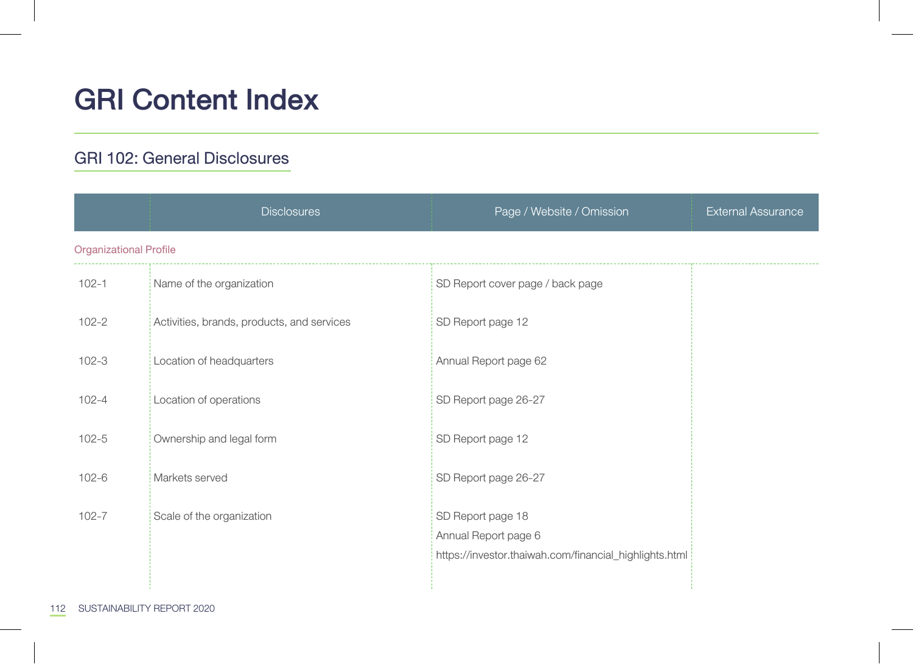# GRI Content Index

## GRI 102: General Disclosures

| | Disclosures | Page / Website / Omission | External Assurance |
|---|---|---|---|
| Organizational Profile | | | |
| 102-1 | Name of the organization | SD Report cover page / back page | |
| 102-2 | Activities, brands, products, and services | SD Report page 12 | |
| 102-3 | Location of headquarters | Annual Report page 62 | |
| 102-4 | Location of operations | SD Report page 26-27 | |
| 102-5 | Ownership and legal form | SD Report page 12 | |
| 102-6 | Markets served | SD Report page 26-27 | |
| 102-7 | Scale of the organization | SD Report page 18<br>Annual Report page 6<br>https://investor.thaiwah.com/financial_highlights.html | |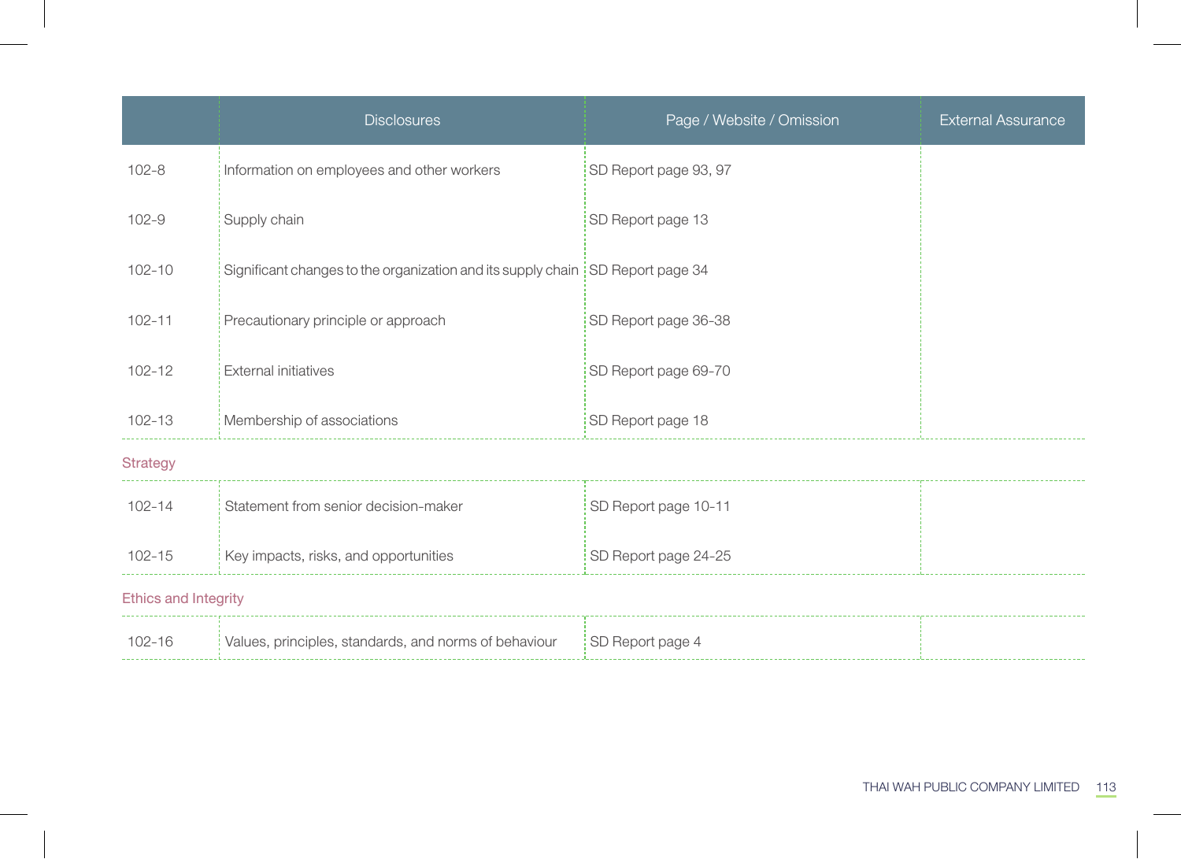| | Disclosures | Page / Website / Omission | External Assurance |
|---|---|---|---|
| 102-8 | Information on employees and other workers | SD Report page 93, 97 | |
| 102-9 | Supply chain | SD Report page 13 | |
| 102-10 | Significant changes to the organization and its supply chain | SD Report page 34 | |
| 102-11 | Precautionary principle or approach | SD Report page 36-38 | |
| 102-12 | External initiatives | SD Report page 69-70 | |
| 102-13 | Membership of associations | SD Report page 18 | |
| **Strategy** | | | |
| 102-14 | Statement from senior decision-maker | SD Report page 10-11 | |
| 102-15 | Key impacts, risks, and opportunities | SD Report page 24-25 | |
| **Ethics and Integrity** | | | |
| 102-16 | Values, principles, standards, and norms of behaviour | SD Report page 4 | |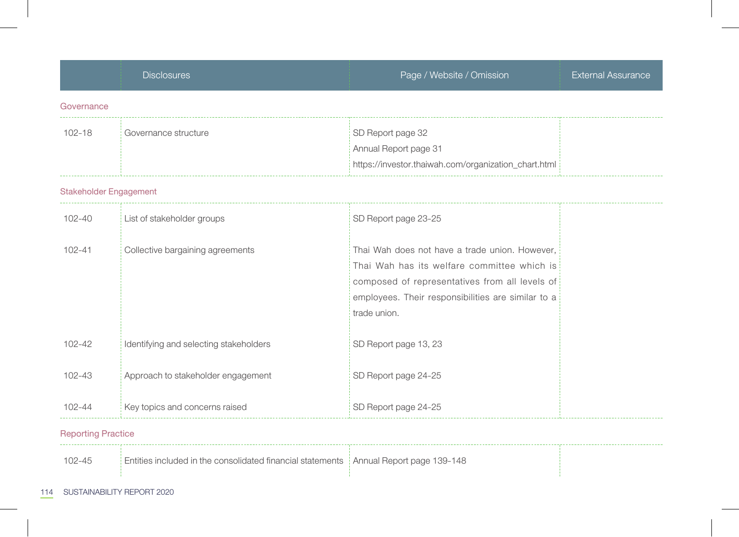| | Disclosures | Page / Website / Omission | External Assurance |
|---|---|---|---|
| **Governance** | | | |
| 102-18 | Governance structure | SD Report page 32<br>Annual Report page 31<br>https://investor.thaiwah.com/organization_chart.html | |
| **Stakeholder Engagement** | | | |
| 102-40 | List of stakeholder groups | SD Report page 23-25 | |
| 102-41 | Collective bargaining agreements | Thai Wah does not have a trade union. However, Thai Wah has its welfare committee which is composed of representatives from all levels of employees. Their responsibilities are similar to a trade union. | |
| 102-42 | Identifying and selecting stakeholders | SD Report page 13, 23 | |
| 102-43 | Approach to stakeholder engagement | SD Report page 24-25 | |
| 102-44 | Key topics and concerns raised | SD Report page 24-25 | |
| **Reporting Practice** | | | |
| 102-45 | Entities included in the consolidated financial statements | Annual Report page 139-148 | |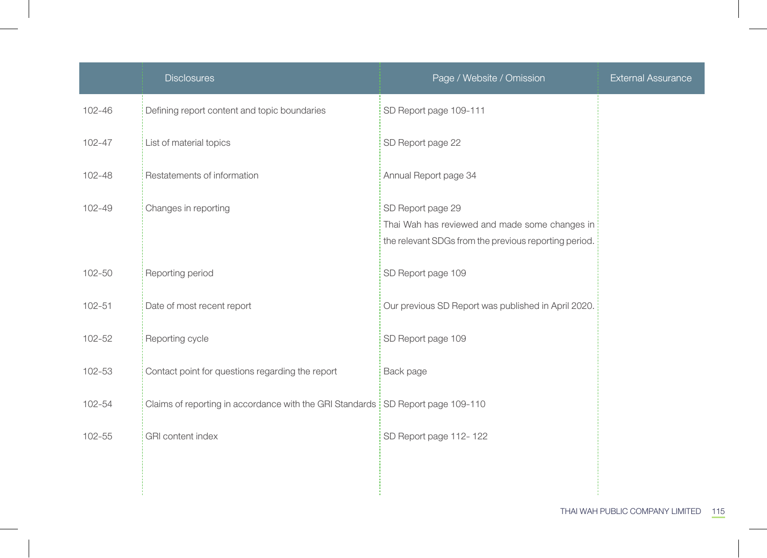| | Disclosures | Page / Website / Omission | External Assurance |
|---|---|---|---|
| 102-46 | Defining report content and topic boundaries | SD Report page 109-111 | |
| 102-47 | List of material topics | SD Report page 22 | |
| 102-48 | Restatements of information | Annual Report page 34 | |
| 102-49 | Changes in reporting | SD Report page 29<br>Thai Wah has reviewed and made some changes in the relevant SDGs from the previous reporting period. | |
| 102-50 | Reporting period | SD Report page 109 | |
| 102-51 | Date of most recent report | Our previous SD Report was published in April 2020. | |
| 102-52 | Reporting cycle | SD Report page 109 | |
| 102-53 | Contact point for questions regarding the report | Back page | |
| 102-54 | Claims of reporting in accordance with the GRI Standards | SD Report page 109-110 | |
| 102-55 | GRI content index | SD Report page 112- 122 | |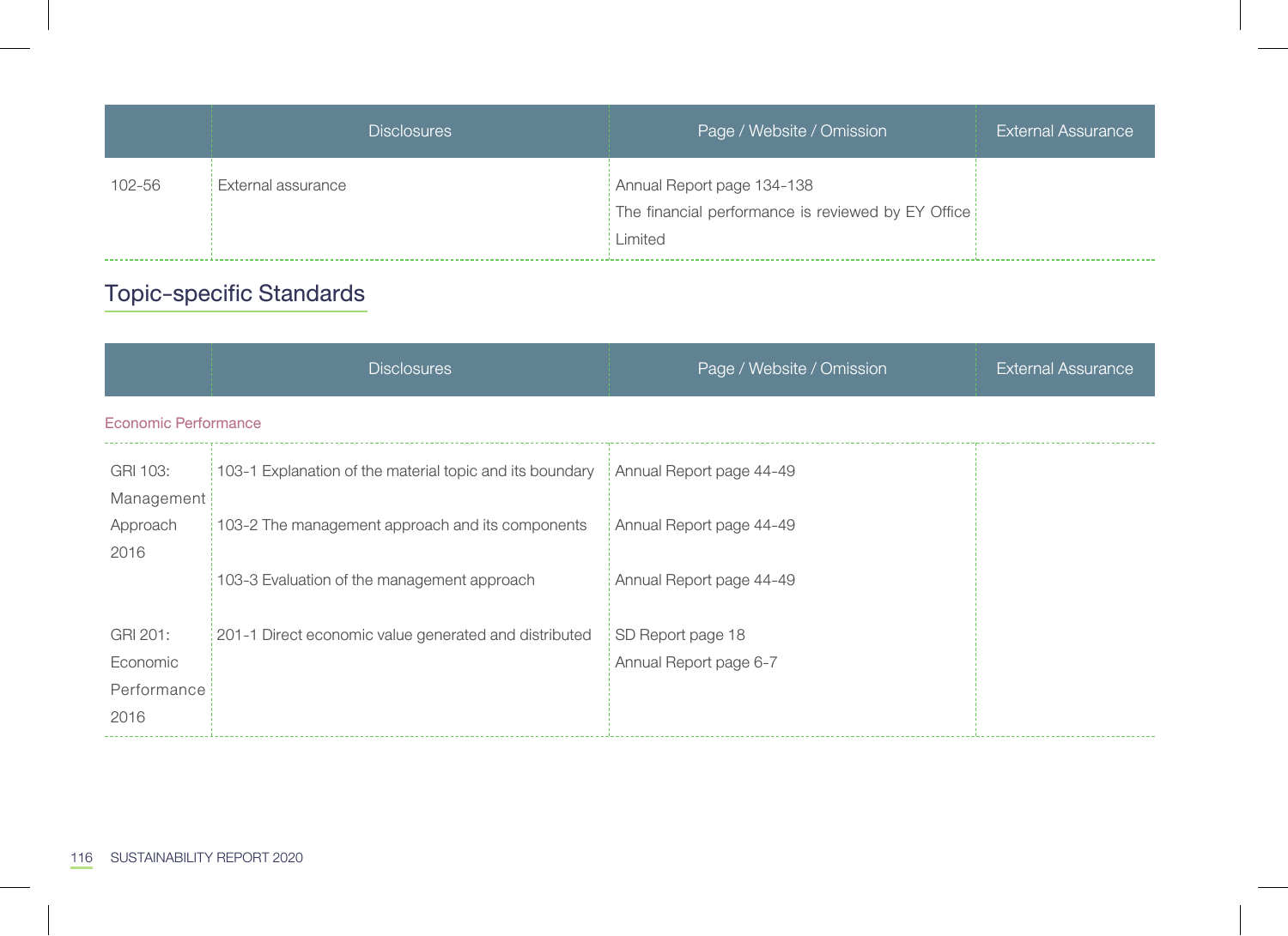| | Disclosures | Page / Website / Omission | External Assurance |
|---|---|---|---|
| 102-56 | External assurance | Annual Report page 134-138<br>The financial performance is reviewed by EY Office Limited | |

## Topic-specific Standards

| | Disclosures | Page / Website / Omission | External Assurance |
|---|---|---|---|
| Economic Performance | | | |
| GRI 103: Management Approach 2016 | 103-1 Explanation of the material topic and its boundary | Annual Report page 44-49 | |
| | 103-2 The management approach and its components | Annual Report page 44-49 | |
| | 103-3 Evaluation of the management approach | Annual Report page 44-49 | |
| GRI 201: Economic Performance 2016 | 201-1 Direct economic value generated and distributed | SD Report page 18<br>Annual Report page 6-7 | |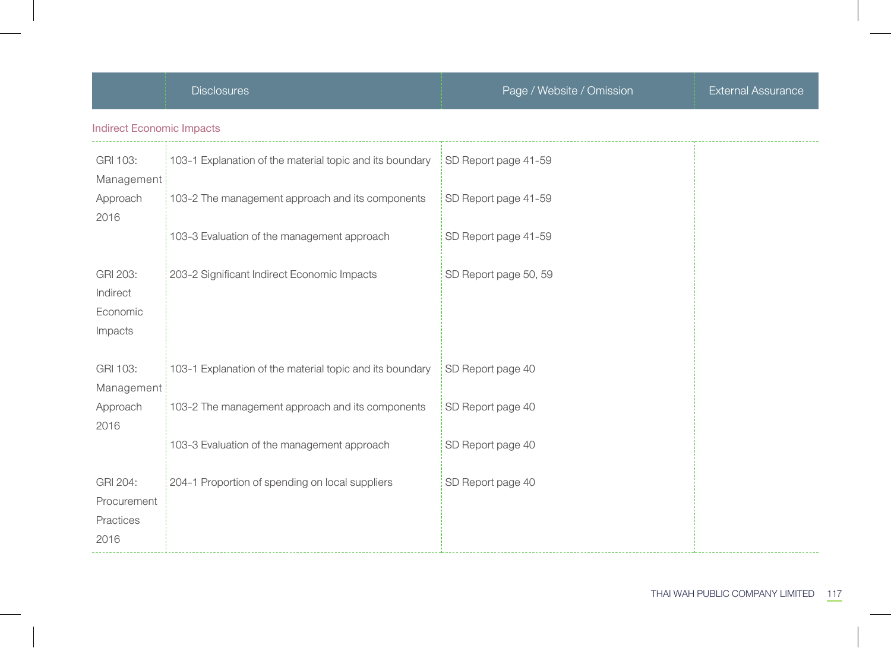| | Disclosures | Page / Website / Omission | External Assurance |
|---|---|---|---|
| **Indirect Economic Impacts** | | | |
| GRI 103: Management Approach 2016 | 103-1 Explanation of the material topic and its boundary | SD Report page 41-59 | |
| | 103-2 The management approach and its components | SD Report page 41-59 | |
| | 103-3 Evaluation of the management approach | SD Report page 41-59 | |
| GRI 203: Indirect Economic Impacts | 203-2 Significant Indirect Economic Impacts | SD Report page 50, 59 | |
| GRI 103: Management Approach 2016 | 103-1 Explanation of the material topic and its boundary | SD Report page 40 | |
| | 103-2 The management approach and its components | SD Report page 40 | |
| | 103-3 Evaluation of the management approach | SD Report page 40 | |
| GRI 204: Procurement Practices 2016 | 204-1 Proportion of spending on local suppliers | SD Report page 40 | |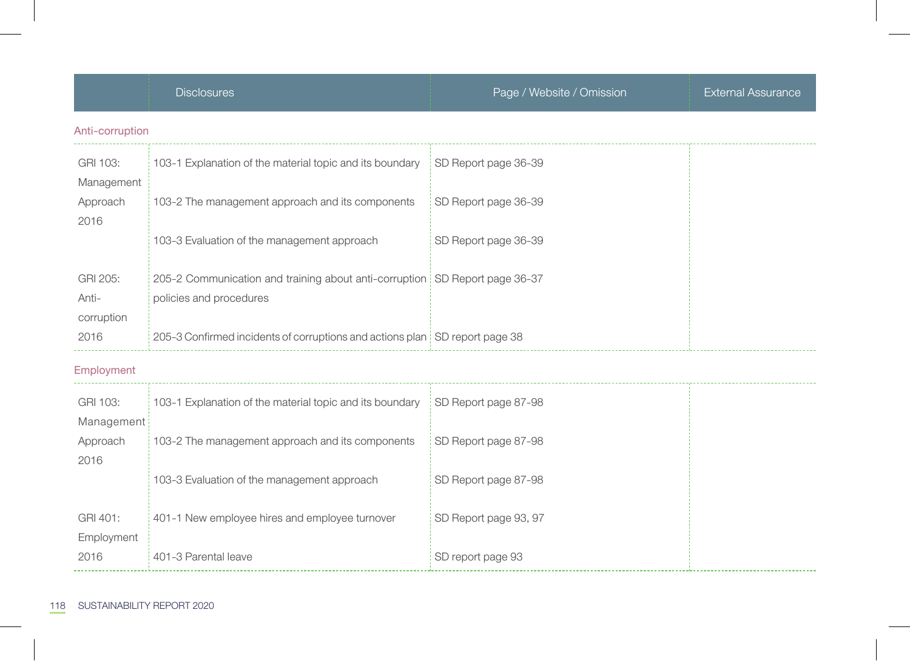| | Disclosures | Page / Website / Omission | External Assurance |
|---|---|---|---|
| **Anti-corruption** | | | |
| GRI 103: Management Approach 2016 | 103-1 Explanation of the material topic and its boundary | SD Report page 36-39 | |
| | 103-2 The management approach and its components | SD Report page 36-39 | |
| | 103-3 Evaluation of the management approach | SD Report page 36-39 | |
| GRI 205: Anti-corruption 2016 | 205-2 Communication and training about anti-corruption policies and procedures | SD Report page 36-37 | |
| | 205-3 Confirmed incidents of corruptions and actions plan | SD report page 38 | |
| **Employment** | | | |
| GRI 103: Management Approach 2016 | 103-1 Explanation of the material topic and its boundary | SD Report page 87-98 | |
| | 103-2 The management approach and its components | SD Report page 87-98 | |
| | 103-3 Evaluation of the management approach | SD Report page 87-98 | |
| GRI 401: Employment 2016 | 401-1 New employee hires and employee turnover | SD Report page 93, 97 | |
| | 401-3 Parental leave | SD report page 93 | |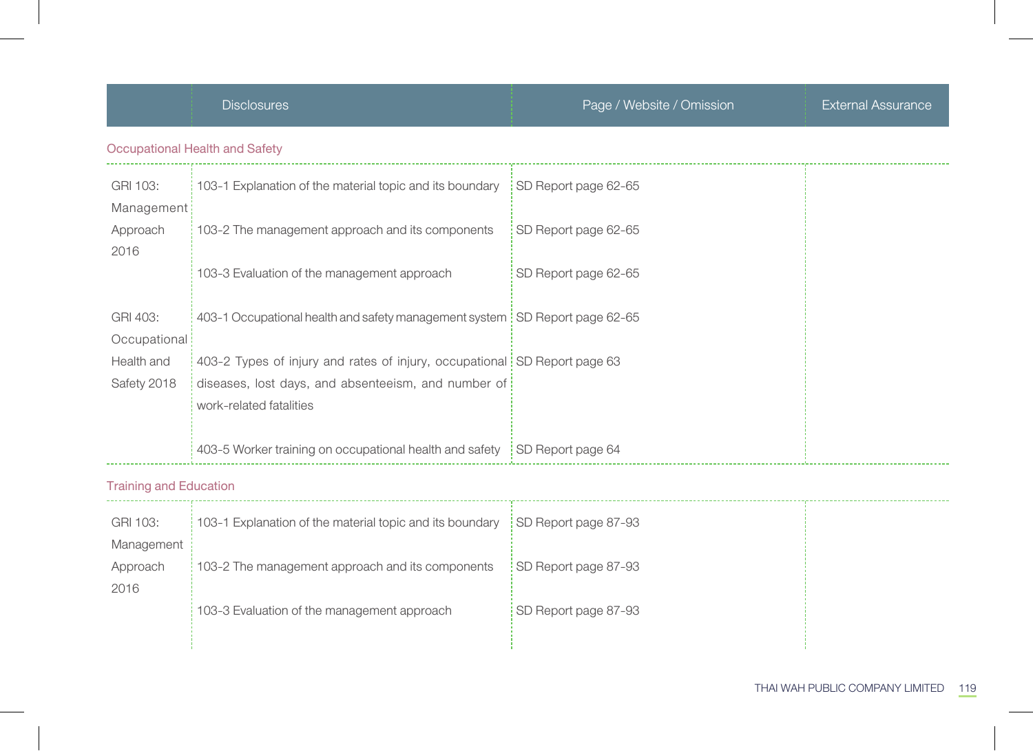| | Disclosures | Page / Website / Omission | External Assurance |
|---|---|---|---|
| **Occupational Health and Safety** | | | |
| GRI 103: Management Approach 2016 | 103-1 Explanation of the material topic and its boundary | SD Report page 62-65 | |
| | 103-2 The management approach and its components | SD Report page 62-65 | |
| | 103-3 Evaluation of the management approach | SD Report page 62-65 | |
| GRI 403: Occupational Health and Safety 2018 | 403-1 Occupational health and safety management system | SD Report page 62-65 | |
| | 403-2 Types of injury and rates of injury, occupational diseases, lost days, and absenteeism, and number of work-related fatalities | SD Report page 63 | |
| | 403-5 Worker training on occupational health and safety | SD Report page 64 | |
| **Training and Education** | | | |
| GRI 103: Management Approach 2016 | 103-1 Explanation of the material topic and its boundary | SD Report page 87-93 | |
| | 103-2 The management approach and its components | SD Report page 87-93 | |
| | 103-3 Evaluation of the management approach | SD Report page 87-93 | |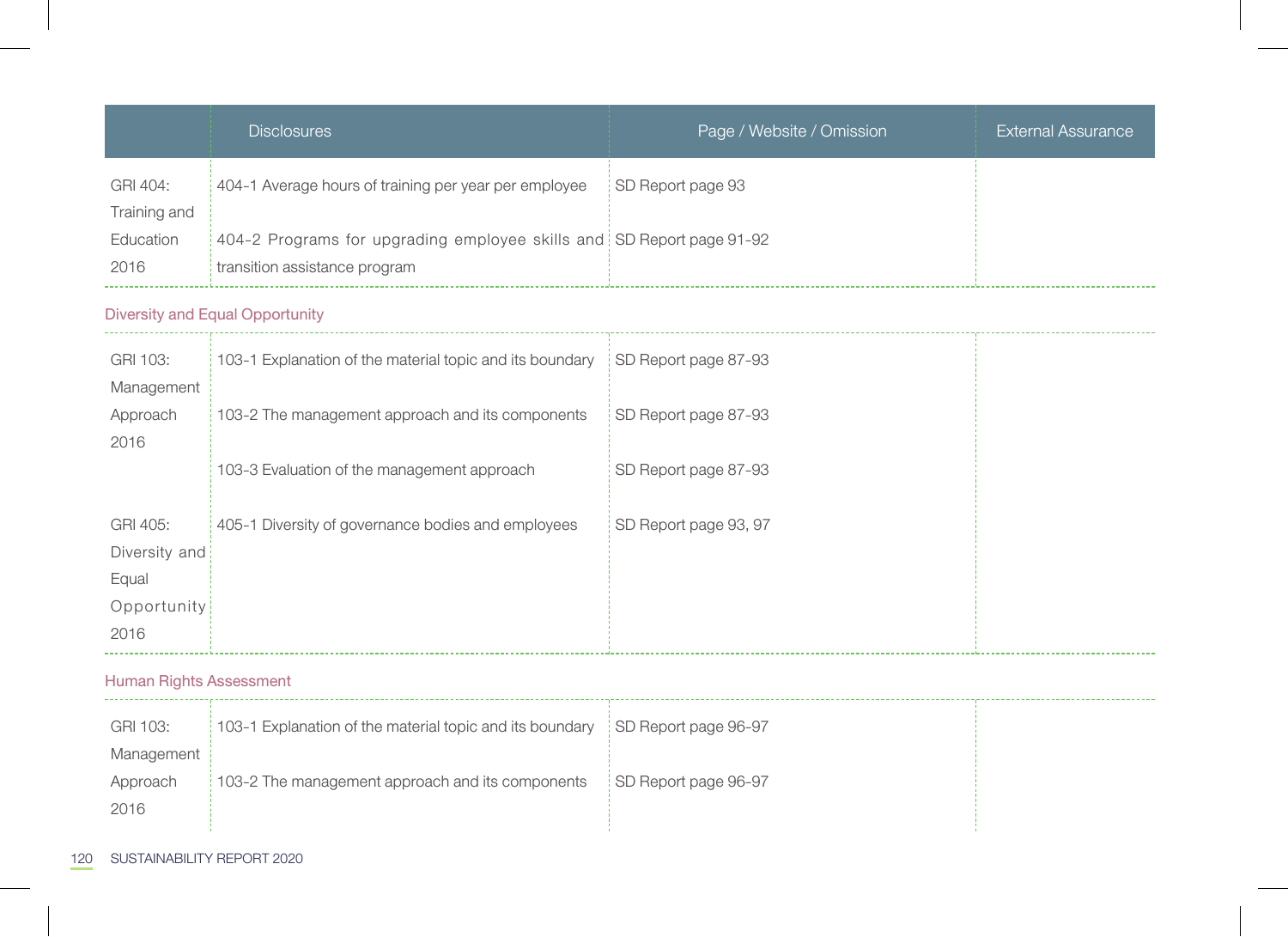| | Disclosures | Page / Website / Omission | External Assurance |
|---|---|---|---|
| GRI 404: Training and Education 2016 | 404-1 Average hours of training per year per employee | SD Report page 93 | |
| | 404-2 Programs for upgrading employee skills and transition assistance program | SD Report page 91-92 | |
| **Diversity and Equal Opportunity** | | | |
| GRI 103: Management Approach 2016 | 103-1 Explanation of the material topic and its boundary | SD Report page 87-93 | |
| | 103-2 The management approach and its components | SD Report page 87-93 | |
| | 103-3 Evaluation of the management approach | SD Report page 87-93 | |
| GRI 405: Diversity and Equal Opportunity 2016 | 405-1 Diversity of governance bodies and employees | SD Report page 93, 97 | |
| **Human Rights Assessment** | | | |
| GRI 103: Management Approach 2016 | 103-1 Explanation of the material topic and its boundary | SD Report page 96-97 | |
| | 103-2 The management approach and its components | SD Report page 96-97 | |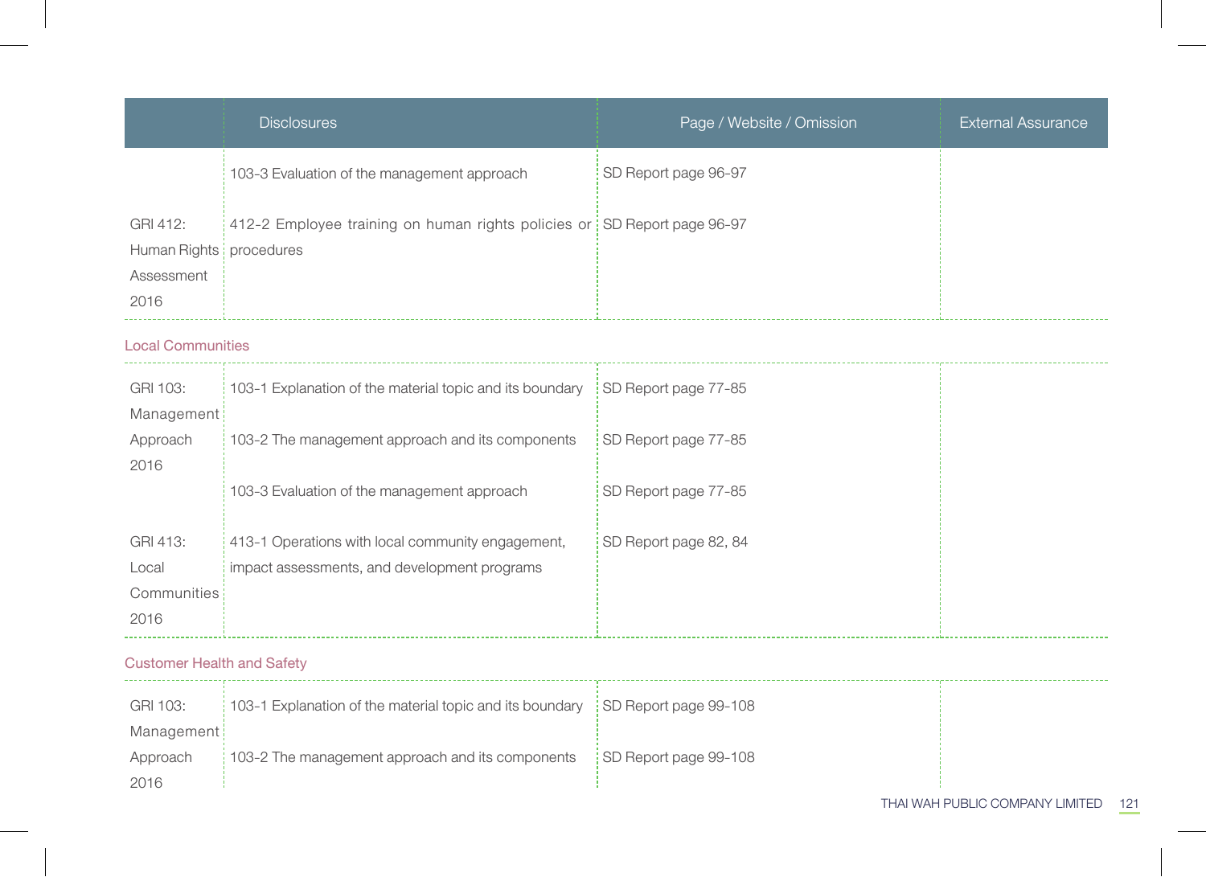| | Disclosures | Page / Website / Omission | External Assurance |
|---|---|---|---|
| | 103-3 Evaluation of the management approach | SD Report page 96-97 | |
| GRI 412: Human Rights Assessment 2016 | 412-2 Employee training on human rights policies or procedures | SD Report page 96-97 | |
| **Local Communities** | | | |
| GRI 103: Management Approach 2016 | 103-1 Explanation of the material topic and its boundary | SD Report page 77-85 | |
| | 103-2 The management approach and its components | SD Report page 77-85 | |
| | 103-3 Evaluation of the management approach | SD Report page 77-85 | |
| GRI 413: Local Communities 2016 | 413-1 Operations with local community engagement, impact assessments, and development programs | SD Report page 82, 84 | |
| **Customer Health and Safety** | | | |
| GRI 103: Management Approach 2016 | 103-1 Explanation of the material topic and its boundary | SD Report page 99-108 | |
| | 103-2 The management approach and its components | SD Report page 99-108 | |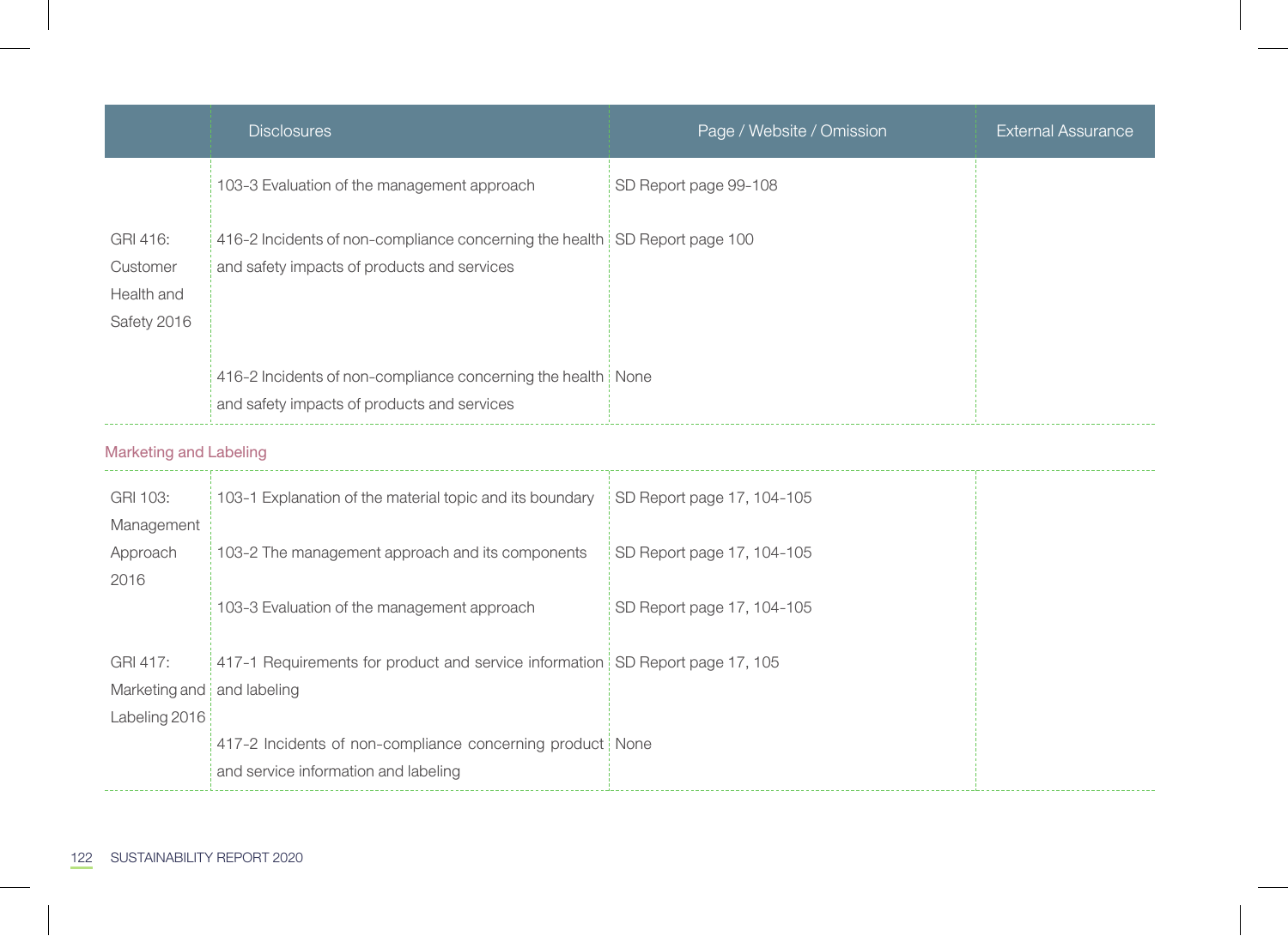| | Disclosures | Page / Website / Omission | External Assurance |
|---|---|---|---|
| | 103-3 Evaluation of the management approach | SD Report page 99-108 | |
| GRI 416: Customer Health and Safety 2016 | 416-2 Incidents of non-compliance concerning the health and safety impacts of products and services | SD Report page 100 | |
| | 416-2 Incidents of non-compliance concerning the health and safety impacts of products and services | None | |
| **Marketing and Labeling** | | | |
| GRI 103: Management Approach 2016 | 103-1 Explanation of the material topic and its boundary | SD Report page 17, 104-105 | |
| | 103-2 The management approach and its components | SD Report page 17, 104-105 | |
| | 103-3 Evaluation of the management approach | SD Report page 17, 104-105 | |
| GRI 417: Marketing and Labeling 2016 | 417-1 Requirements for product and service information and labeling | SD Report page 17, 105 | |
| | 417-2 Incidents of non-compliance concerning product and service information and labeling | None | |